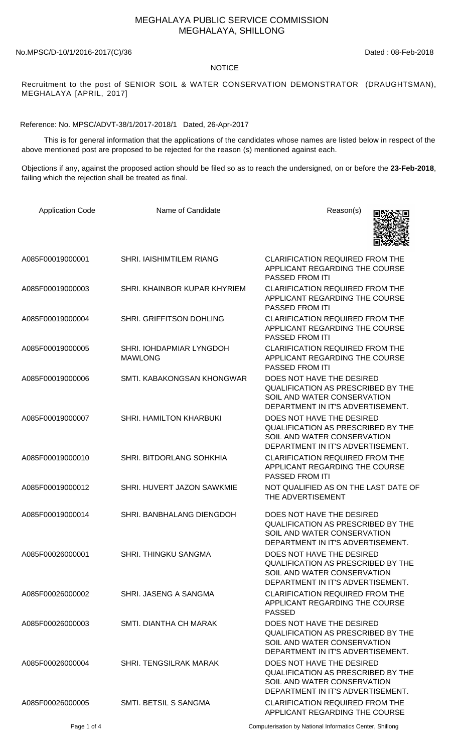# MEGHALAYA PUBLIC SERVICE COMMISSION
## MEGHALAYA, SHILLONG

No.MPSC/D-10/1/2016-2017(C)/36 Dated : 08-Feb-2018

NOTICE

Recruitment to the post of SENIOR SOIL & WATER CONSERVATION DEMONSTRATOR (DRAUGHTSMAN), MEGHALAYA [APRIL, 2017]

Reference: No. MPSC/ADVT-38/1/2017-2018/1 Dated, 26-Apr-2017

This is for general information that the applications of the candidates whose names are listed below in respect of the above mentioned post are proposed to be rejected for the reason (s) mentioned against each.

Objections if any, against the proposed action should be filed so as to reach the undersigned, on or before the **23-Feb-2018**, failing which the rejection shall be treated as final.

| Application Code | Name of Candidate | Reason(s) |
|---|---|---|
| A085F00019000001 | SHRI. IAISHIMTILEM RIANG | CLARIFICATION REQUIRED FROM THE APPLICANT REGARDING THE COURSE PASSED FROM ITI |
| A085F00019000003 | SHRI. KHAINBOR KUPAR KHYRIEM | CLARIFICATION REQUIRED FROM THE APPLICANT REGARDING THE COURSE PASSED FROM ITI |
| A085F00019000004 | SHRI. GRIFFITSON DOHLING | CLARIFICATION REQUIRED FROM THE APPLICANT REGARDING THE COURSE PASSED FROM ITI |
| A085F00019000005 | SHRI. IOHDAPMIAR LYNGDOH MAWLONG | CLARIFICATION REQUIRED FROM THE APPLICANT REGARDING THE COURSE PASSED FROM ITI |
| A085F00019000006 | SMTI. KABAKONGSAN KHONGWAR | DOES NOT HAVE THE DESIRED QUALIFICATION AS PRESCRIBED BY THE SOIL AND WATER CONSERVATION DEPARTMENT IN IT'S ADVERTISEMENT. |
| A085F00019000007 | SHRI. HAMILTON KHARBUKI | DOES NOT HAVE THE DESIRED QUALIFICATION AS PRESCRIBED BY THE SOIL AND WATER CONSERVATION DEPARTMENT IN IT'S ADVERTISEMENT. |
| A085F00019000010 | SHRI. BITDORLANG SOHKHIA | CLARIFICATION REQUIRED FROM THE APPLICANT REGARDING THE COURSE PASSED FROM ITI |
| A085F00019000012 | SHRI. HUVERT JAZON SAWKMIE | NOT QUALIFIED AS ON THE LAST DATE OF THE ADVERTISEMENT |
| A085F00019000014 | SHRI. BANBHALANG DIENGDOH | DOES NOT HAVE THE DESIRED QUALIFICATION AS PRESCRIBED BY THE SOIL AND WATER CONSERVATION DEPARTMENT IN IT'S ADVERTISEMENT. |
| A085F00026000001 | SHRI. THINGKU SANGMA | DOES NOT HAVE THE DESIRED QUALIFICATION AS PRESCRIBED BY THE SOIL AND WATER CONSERVATION DEPARTMENT IN IT'S ADVERTISEMENT. |
| A085F00026000002 | SHRI. JASENG A SANGMA | CLARIFICATION REQUIRED FROM THE APPLICANT REGARDING THE COURSE PASSED |
| A085F00026000003 | SMTI. DIANTHA CH MARAK | DOES NOT HAVE THE DESIRED QUALIFICATION AS PRESCRIBED BY THE SOIL AND WATER CONSERVATION DEPARTMENT IN IT'S ADVERTISEMENT. |
| A085F00026000004 | SHRI. TENGSILRAK MARAK | DOES NOT HAVE THE DESIRED QUALIFICATION AS PRESCRIBED BY THE SOIL AND WATER CONSERVATION DEPARTMENT IN IT'S ADVERTISEMENT. |
| A085F00026000005 | SMTI. BETSIL S SANGMA | CLARIFICATION REQUIRED FROM THE APPLICANT REGARDING THE COURSE |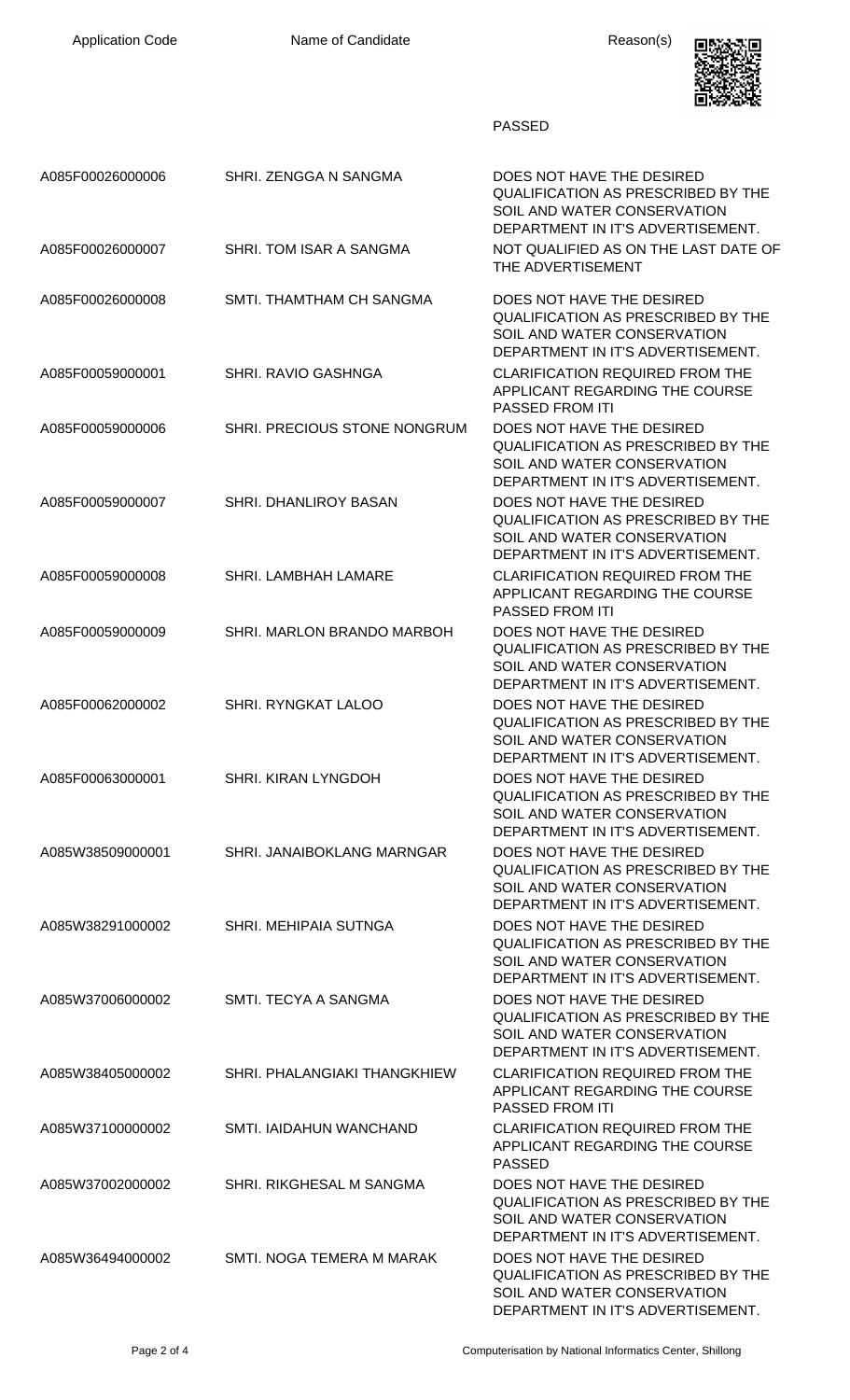| Application Code | Name of Candidate | Reason(s) |
|---|---|---|
| | | PASSED |
| A085F00026000006 | SHRI. ZENGGA N SANGMA | DOES NOT HAVE THE DESIRED QUALIFICATION AS PRESCRIBED BY THE SOIL AND WATER CONSERVATION DEPARTMENT IN IT'S ADVERTISEMENT. |
| A085F00026000007 | SHRI. TOM ISAR A SANGMA | NOT QUALIFIED AS ON THE LAST DATE OF THE ADVERTISEMENT |
| A085F00026000008 | SMTI. THAMTHAM CH SANGMA | DOES NOT HAVE THE DESIRED QUALIFICATION AS PRESCRIBED BY THE SOIL AND WATER CONSERVATION DEPARTMENT IN IT'S ADVERTISEMENT. |
| A085F00059000001 | SHRI. RAVIO GASHNGA | CLARIFICATION REQUIRED FROM THE APPLICANT REGARDING THE COURSE PASSED FROM ITI |
| A085F00059000006 | SHRI. PRECIOUS STONE NONGRUM | DOES NOT HAVE THE DESIRED QUALIFICATION AS PRESCRIBED BY THE SOIL AND WATER CONSERVATION DEPARTMENT IN IT'S ADVERTISEMENT. |
| A085F00059000007 | SHRI. DHANLIROY BASAN | DOES NOT HAVE THE DESIRED QUALIFICATION AS PRESCRIBED BY THE SOIL AND WATER CONSERVATION DEPARTMENT IN IT'S ADVERTISEMENT. |
| A085F00059000008 | SHRI. LAMBHAH LAMARE | CLARIFICATION REQUIRED FROM THE APPLICANT REGARDING THE COURSE PASSED FROM ITI |
| A085F00059000009 | SHRI. MARLON BRANDO MARBOH | DOES NOT HAVE THE DESIRED QUALIFICATION AS PRESCRIBED BY THE SOIL AND WATER CONSERVATION DEPARTMENT IN IT'S ADVERTISEMENT. |
| A085F00062000002 | SHRI. RYNGKAT LALOO | DOES NOT HAVE THE DESIRED QUALIFICATION AS PRESCRIBED BY THE SOIL AND WATER CONSERVATION DEPARTMENT IN IT'S ADVERTISEMENT. |
| A085F00063000001 | SHRI. KIRAN LYNGDOH | DOES NOT HAVE THE DESIRED QUALIFICATION AS PRESCRIBED BY THE SOIL AND WATER CONSERVATION DEPARTMENT IN IT'S ADVERTISEMENT. |
| A085W38509000001 | SHRI. JANAIBOKLANG MARNGAR | DOES NOT HAVE THE DESIRED QUALIFICATION AS PRESCRIBED BY THE SOIL AND WATER CONSERVATION DEPARTMENT IN IT'S ADVERTISEMENT. |
| A085W38291000002 | SHRI. MEHIPAIA SUTNGA | DOES NOT HAVE THE DESIRED QUALIFICATION AS PRESCRIBED BY THE SOIL AND WATER CONSERVATION DEPARTMENT IN IT'S ADVERTISEMENT. |
| A085W37006000002 | SMTI. TECYA A SANGMA | DOES NOT HAVE THE DESIRED QUALIFICATION AS PRESCRIBED BY THE SOIL AND WATER CONSERVATION DEPARTMENT IN IT'S ADVERTISEMENT. |
| A085W38405000002 | SHRI. PHALANGIAKI THANGKHIEW | CLARIFICATION REQUIRED FROM THE APPLICANT REGARDING THE COURSE PASSED FROM ITI |
| A085W37100000002 | SMTI. IAIDAHUN WANCHAND | CLARIFICATION REQUIRED FROM THE APPLICANT REGARDING THE COURSE PASSED |
| A085W37002000002 | SHRI. RIKGHESAL M SANGMA | DOES NOT HAVE THE DESIRED QUALIFICATION AS PRESCRIBED BY THE SOIL AND WATER CONSERVATION DEPARTMENT IN IT'S ADVERTISEMENT. |
| A085W36494000002 | SMTI. NOGA TEMERA M MARAK | DOES NOT HAVE THE DESIRED QUALIFICATION AS PRESCRIBED BY THE SOIL AND WATER CONSERVATION DEPARTMENT IN IT'S ADVERTISEMENT. |

Computerisation by National Informatics Center, Shillong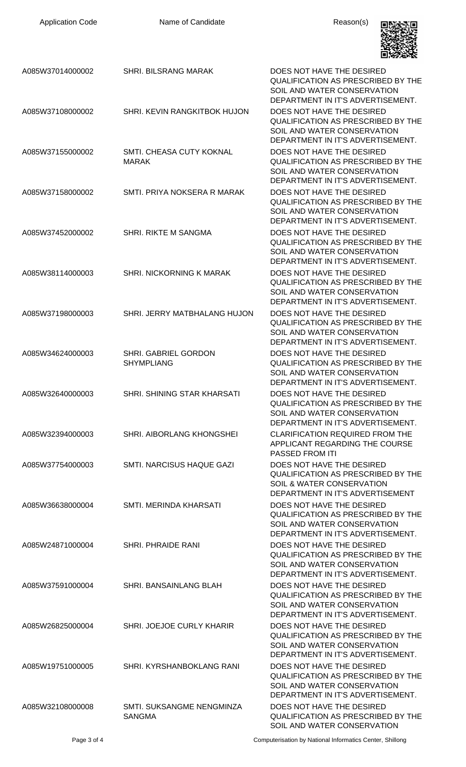| Application Code | Name of Candidate | Reason(s) |
| --- | --- | --- |
| A085W37014000002 | SHRI. BILSRANG MARAK | DOES NOT HAVE THE DESIRED QUALIFICATION AS PRESCRIBED BY THE SOIL AND WATER CONSERVATION DEPARTMENT IN IT'S ADVERTISEMENT. |
| A085W37108000002 | SHRI. KEVIN RANGKITBOK HUJON | DOES NOT HAVE THE DESIRED QUALIFICATION AS PRESCRIBED BY THE SOIL AND WATER CONSERVATION DEPARTMENT IN IT'S ADVERTISEMENT. |
| A085W37155000002 | SMTI. CHEASA CUTY KOKNAL MARAK | DOES NOT HAVE THE DESIRED QUALIFICATION AS PRESCRIBED BY THE SOIL AND WATER CONSERVATION DEPARTMENT IN IT'S ADVERTISEMENT. |
| A085W37158000002 | SMTI. PRIYA NOKSERA R MARAK | DOES NOT HAVE THE DESIRED QUALIFICATION AS PRESCRIBED BY THE SOIL AND WATER CONSERVATION DEPARTMENT IN IT'S ADVERTISEMENT. |
| A085W37452000002 | SHRI. RIKTE M SANGMA | DOES NOT HAVE THE DESIRED QUALIFICATION AS PRESCRIBED BY THE SOIL AND WATER CONSERVATION DEPARTMENT IN IT'S ADVERTISEMENT. |
| A085W38114000003 | SHRI. NICKORNING K MARAK | DOES NOT HAVE THE DESIRED QUALIFICATION AS PRESCRIBED BY THE SOIL AND WATER CONSERVATION DEPARTMENT IN IT'S ADVERTISEMENT. |
| A085W37198000003 | SHRI. JERRY MATBHALANG HUJON | DOES NOT HAVE THE DESIRED QUALIFICATION AS PRESCRIBED BY THE SOIL AND WATER CONSERVATION DEPARTMENT IN IT'S ADVERTISEMENT. |
| A085W34624000003 | SHRI. GABRIEL GORDON SHYMPLIANG | DOES NOT HAVE THE DESIRED QUALIFICATION AS PRESCRIBED BY THE SOIL AND WATER CONSERVATION DEPARTMENT IN IT'S ADVERTISEMENT. |
| A085W32640000003 | SHRI. SHINING STAR KHARSATI | DOES NOT HAVE THE DESIRED QUALIFICATION AS PRESCRIBED BY THE SOIL AND WATER CONSERVATION DEPARTMENT IN IT'S ADVERTISEMENT. |
| A085W32394000003 | SHRI. AIBORLANG KHONGSHEI | CLARIFICATION REQUIRED FROM THE APPLICANT REGARDING THE COURSE PASSED FROM ITI |
| A085W37754000003 | SMTI. NARCISUS HAQUE GAZI | DOES NOT HAVE THE DESIRED QUALIFICATION AS PRESCRIBED BY THE SOIL & WATER CONSERVATION DEPARTMENT IN IT'S ADVERTISEMENT |
| A085W36638000004 | SMTI. MERINDA KHARSATI | DOES NOT HAVE THE DESIRED QUALIFICATION AS PRESCRIBED BY THE SOIL AND WATER CONSERVATION DEPARTMENT IN IT'S ADVERTISEMENT. |
| A085W24871000004 | SHRI. PHRAIDE RANI | DOES NOT HAVE THE DESIRED QUALIFICATION AS PRESCRIBED BY THE SOIL AND WATER CONSERVATION DEPARTMENT IN IT'S ADVERTISEMENT. |
| A085W37591000004 | SHRI. BANSAINLANG BLAH | DOES NOT HAVE THE DESIRED QUALIFICATION AS PRESCRIBED BY THE SOIL AND WATER CONSERVATION DEPARTMENT IN IT'S ADVERTISEMENT. |
| A085W26825000004 | SHRI. JOEJOE CURLY KHARIR | DOES NOT HAVE THE DESIRED QUALIFICATION AS PRESCRIBED BY THE SOIL AND WATER CONSERVATION DEPARTMENT IN IT'S ADVERTISEMENT. |
| A085W19751000005 | SHRI. KYRSHANBOKLANG RANI | DOES NOT HAVE THE DESIRED QUALIFICATION AS PRESCRIBED BY THE SOIL AND WATER CONSERVATION DEPARTMENT IN IT'S ADVERTISEMENT. |
| A085W32108000008 | SMTI. SUKSANGME NENGMINZA SANGMA | DOES NOT HAVE THE DESIRED QUALIFICATION AS PRESCRIBED BY THE SOIL AND WATER CONSERVATION |

Computerisation by National Informatics Center, Shillong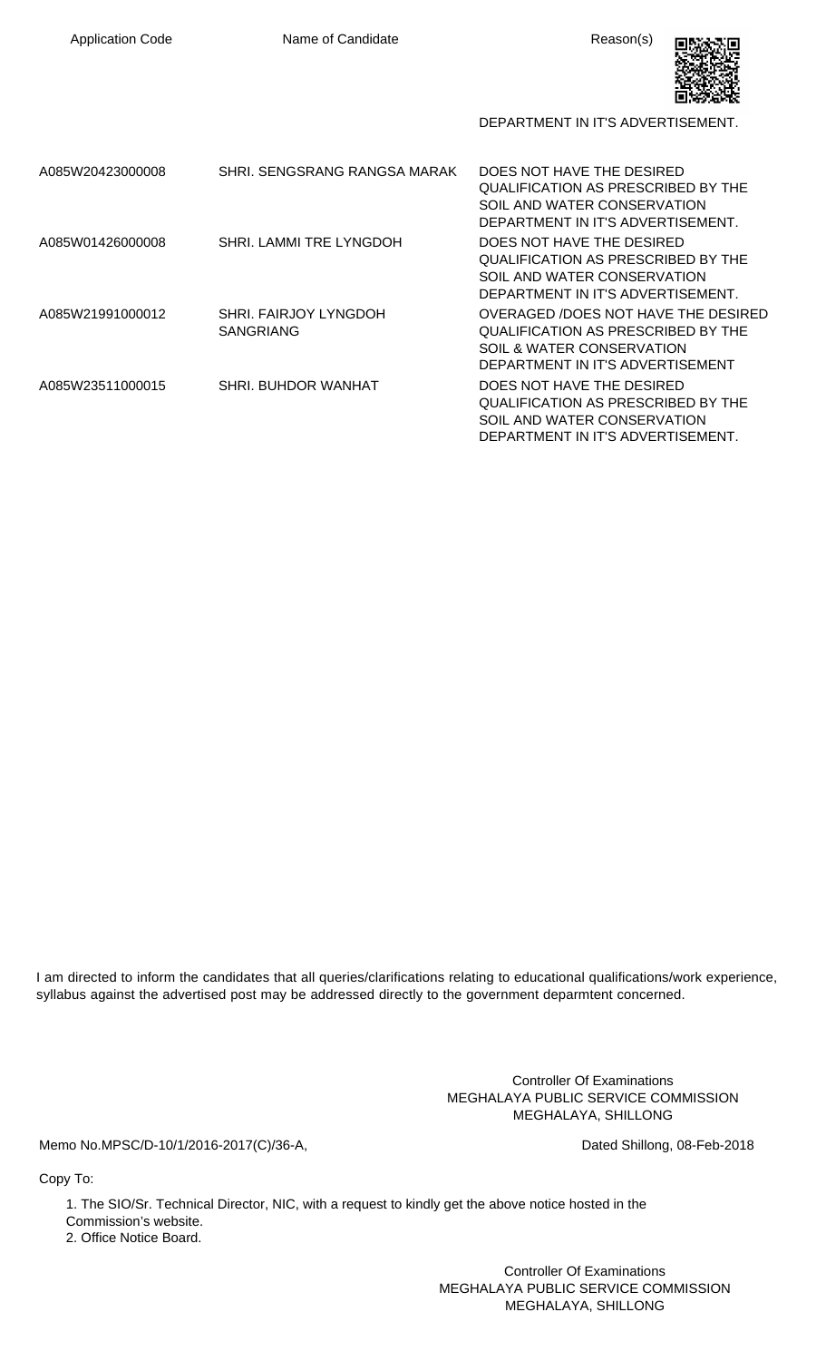| Application Code | Name of Candidate | Reason(s) |
|---|---|---|
| | | DEPARTMENT IN IT'S ADVERTISEMENT. |
| A085W20423000008 | SHRI. SENGSRANG RANGSA MARAK | DOES NOT HAVE THE DESIRED QUALIFICATION AS PRESCRIBED BY THE SOIL AND WATER CONSERVATION DEPARTMENT IN IT'S ADVERTISEMENT. |
| A085W01426000008 | SHRI. LAMMI TRE LYNGDOH | DOES NOT HAVE THE DESIRED QUALIFICATION AS PRESCRIBED BY THE SOIL AND WATER CONSERVATION DEPARTMENT IN IT'S ADVERTISEMENT. |
| A085W21991000012 | SHRI. FAIRJOY LYNGDOH SANGRIANG | OVERAGED /DOES NOT HAVE THE DESIRED QUALIFICATION AS PRESCRIBED BY THE SOIL & WATER CONSERVATION DEPARTMENT IN IT'S ADVERTISEMENT |
| A085W23511000015 | SHRI. BUHDOR WANHAT | DOES NOT HAVE THE DESIRED QUALIFICATION AS PRESCRIBED BY THE SOIL AND WATER CONSERVATION DEPARTMENT IN IT'S ADVERTISEMENT. |

I am directed to inform the candidates that all queries/clarifications relating to educational qualifications/work experience, syllabus against the advertised post may be addressed directly to the government deparmtent concerned.

Controller Of Examinations
MEGHALAYA PUBLIC SERVICE COMMISSION
MEGHALAYA, SHILLONG

Memo No.MPSC/D-10/1/2016-2017(C)/36-A, Dated Shillong, 08-Feb-2018

Copy To:

1. The SIO/Sr. Technical Director, NIC, with a request to kindly get the above notice hosted in the Commission's website.
2. Office Notice Board.

Controller Of Examinations
MEGHALAYA PUBLIC SERVICE COMMISSION
MEGHALAYA, SHILLONG